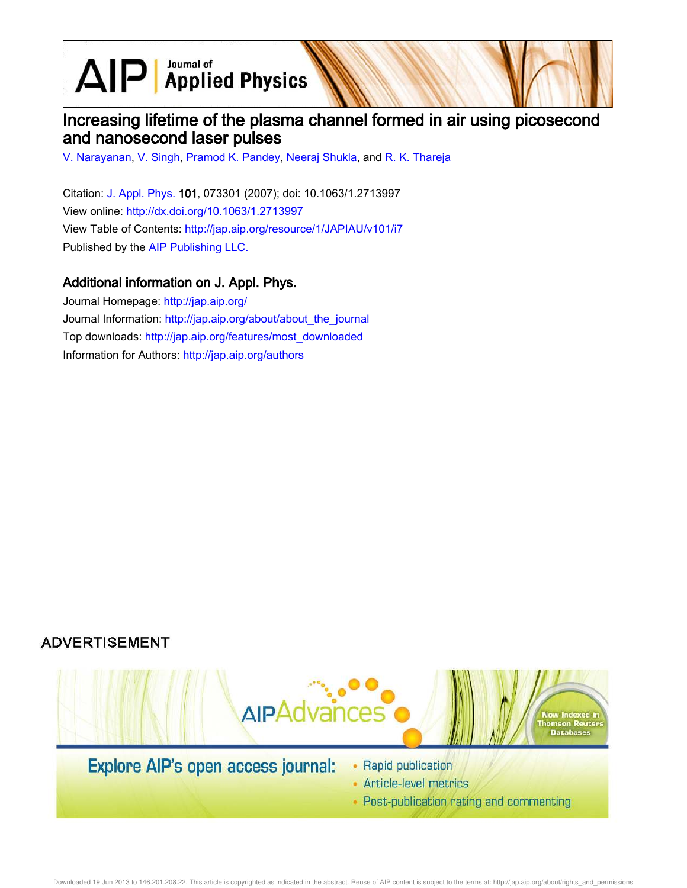# Increasing lifetime of the plasma channel formed in air using picosecond and nanosecond laser pulses

V. Narayanan, V. Singh, Pramod K. Pandey, Neeraj Shukla, and R. K. Thareja

Citation: J. Appl. Phys. **101**, 073301 (2007); doi: 10.1063/1.2713997

View online: http://dx.doi.org/10.1063/1.2713997

View Table of Contents: http://jap.aip.org/resource/1/JAPIAU/v101/i7

Published by the AIP Publishing LLC.

## Additional information on J. Appl. Phys.

Journal Homepage: http://jap.aip.org/

Journal Information: http://jap.aip.org/about/about_the_journal

Top downloads: http://jap.aip.org/features/most_downloaded

Information for Authors: http://jap.aip.org/authors

ADVERTISEMENT

AIP Advances

Now Indexed in Thomson Reuters Databases

Explore AIP's open access journal:

- Rapid publication
- Article-level metrics
- Post-publication rating and commenting

Downloaded 19 Jun 2013 to 146.201.208.22. This article is copyrighted as indicated in the abstract. Reuse of AIP content is subject to the terms at: http://jap.aip.org/about/rights_and_permissions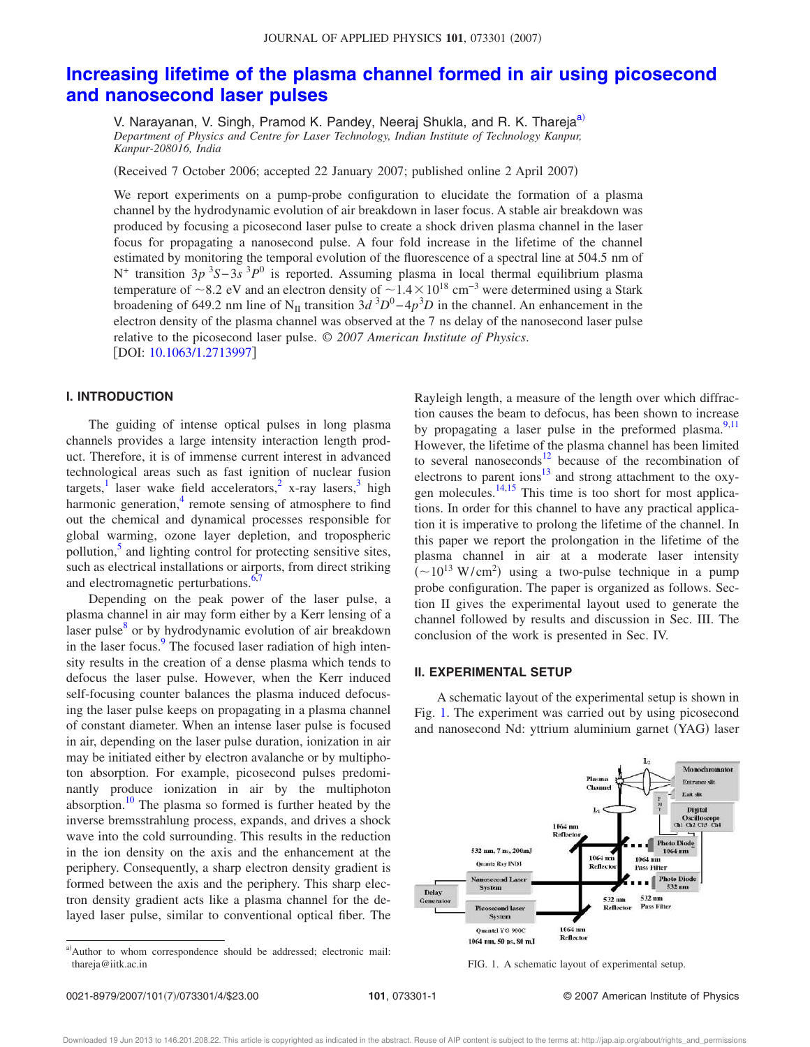# Increasing lifetime of the plasma channel formed in air using picosecond and nanosecond laser pulses

V. Narayanan, V. Singh, Pramod K. Pandey, Neeraj Shukla, and R. K. Thareja[a)]

*Department of Physics and Centre for Laser Technology, Indian Institute of Technology Kanpur, Kanpur-208016, India*

(Received 7 October 2006; accepted 22 January 2007; published online 2 April 2007)

We report experiments on a pump-probe configuration to elucidate the formation of a plasma channel by the hydrodynamic evolution of air breakdown in laser focus. A stable air breakdown was produced by focusing a picosecond laser pulse to create a shock driven plasma channel in the laser focus for propagating a nanosecond pulse. A four fold increase in the lifetime of the channel estimated by monitoring the temporal evolution of the fluorescence of a spectral line at 504.5 nm of $N^+$ transition $3p\,^3S-3s\,^3P^0$ is reported. Assuming plasma in local thermal equilibrium plasma temperature of $\sim$8.2 eV and an electron density of $\sim 1.4\times 10^{18}$ cm$^{-3}$ were determined using a Stark broadening of 649.2 nm line of $N_{II}$ transition $3d\,^3D^0-4p\,^3D$ in the channel. An enhancement in the electron density of the plasma channel was observed at the 7 ns delay of the nanosecond laser pulse relative to the picosecond laser pulse. *© 2007 American Institute of Physics.* [DOI: 10.1063/1.2713997]

## I. INTRODUCTION

The guiding of intense optical pulses in long plasma channels provides a large intensity interaction length product. Therefore, it is of immense current interest in advanced technological areas such as fast ignition of nuclear fusion targets,[1] laser wake field accelerators,[2] x-ray lasers,[3] high harmonic generation,[4] remote sensing of atmosphere to find out the chemical and dynamical processes responsible for global warming, ozone layer depletion, and tropospheric pollution,[5] and lighting control for protecting sensitive sites, such as electrical installations or airports, from direct striking and electromagnetic perturbations.[6,7]

Depending on the peak power of the laser pulse, a plasma channel in air may form either by a Kerr lensing of a laser pulse[8] or by hydrodynamic evolution of air breakdown in the laser focus.[9] The focused laser radiation of high intensity results in the creation of a dense plasma which tends to defocus the laser pulse. However, when the Kerr induced self-focusing counter balances the plasma induced defocusing the laser pulse keeps on propagating in a plasma channel of constant diameter. When an intense laser pulse is focused in air, depending on the laser pulse duration, ionization in air may be initiated either by electron avalanche or by multiphoton absorption. For example, picosecond pulses predominantly produce ionization in air by the multiphoton absorption.[10] The plasma so formed is further heated by the inverse bremsstrahlung process, expands, and drives a shock wave into the cold surrounding. This results in the reduction in the ion density on the axis and the enhancement at the periphery. Consequently, a sharp electron density gradient is formed between the axis and the periphery. This sharp electron density gradient acts like a plasma channel for the delayed laser pulse, similar to conventional optical fiber. The Rayleigh length, a measure of the length over which diffraction causes the beam to defocus, has been shown to increase by propagating a laser pulse in the preformed plasma.[9,11] However, the lifetime of the plasma channel has been limited to several nanoseconds[12] because of the recombination of electrons to parent ions[13] and strong attachment to the oxygen molecules.[14,15] This time is too short for most applications. In order for this channel to have any practical application it is imperative to prolong the lifetime of the channel. In this paper we report the prolongation in the lifetime of the plasma channel in air at a moderate laser intensity ($\sim 10^{13}$ W/cm$^2$) using a two-pulse technique in a pump probe configuration. The paper is organized as follows. Section II gives the experimental layout used to generate the channel followed by results and discussion in Sec. III. The conclusion of the work is presented in Sec. IV.

## II. EXPERIMENTAL SETUP

A schematic layout of the experimental setup is shown in Fig. 1. The experiment was carried out by using picosecond and nanosecond Nd: yttrium aluminium garnet (YAG) laser

FIG. 1. A schematic layout of experimental setup.

[a)]Author to whom correspondence should be addressed; electronic mail: thareja@iitk.ac.in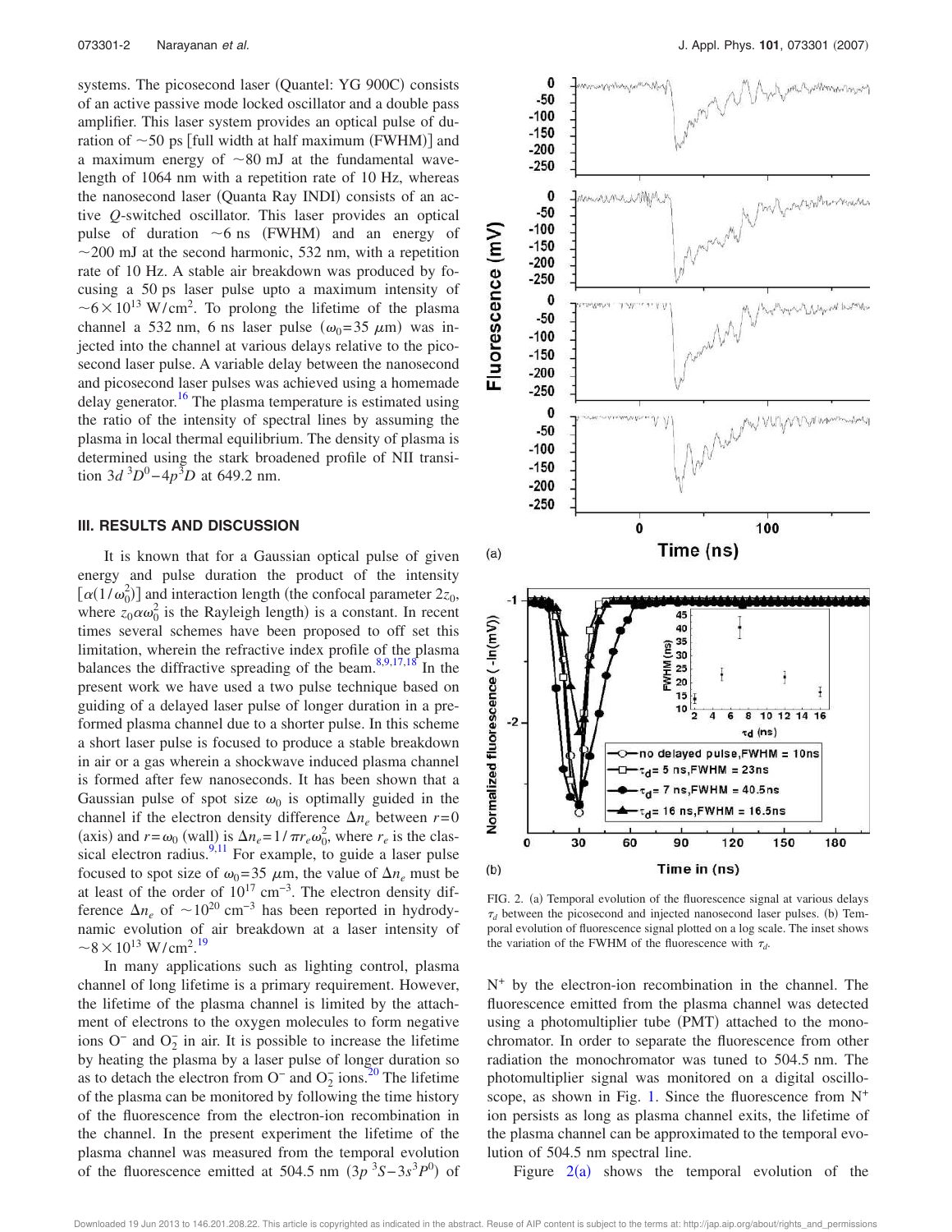systems. The picosecond laser (Quantel: YG 900C) consists of an active passive mode locked oscillator and a double pass amplifier. This laser system provides an optical pulse of duration of ~50 ps [full width at half maximum (FWHM)] and a maximum energy of ~80 mJ at the fundamental wavelength of 1064 nm with a repetition rate of 10 Hz, whereas the nanosecond laser (Quanta Ray INDI) consists of an active *Q*-switched oscillator. This laser provides an optical pulse of duration ~6 ns (FWHM) and an energy of ~200 mJ at the second harmonic, 532 nm, with a repetition rate of 10 Hz. A stable air breakdown was produced by focusing a 50 ps laser pulse upto a maximum intensity of $\sim 6\times10^{13}$ W/cm$^2$. To prolong the lifetime of the plasma channel a 532 nm, 6 ns laser pulse ($\omega_0 = 35$ $\mu$m) was injected into the channel at various delays relative to the picosecond laser pulse. A variable delay between the nanosecond and picosecond laser pulses was achieved using a homemade delay generator.[16] The plasma temperature is estimated using the ratio of the intensity of spectral lines by assuming the plasma in local thermal equilibrium. The density of plasma is determined using the stark broadened profile of NII transition $3d\,^3D^0 - 4p\,^3D$ at 649.2 nm.

## III. RESULTS AND DISCUSSION

It is known that for a Gaussian optical pulse of given energy and pulse duration the product of the intensity $[\alpha(1/\omega_0^2)]$ and interaction length (the confocal parameter $2z_0$, where $z_0 \alpha \omega_0^2$ is the Rayleigh length) is a constant. In recent times several schemes have been proposed to off set this limitation, wherein the refractive index profile of the plasma balances the diffractive spreading of the beam.[8,9,17,18] In the present work we have used a two pulse technique based on guiding of a delayed laser pulse of longer duration in a preformed plasma channel due to a shorter pulse. In this scheme a short laser pulse is focused to produce a stable breakdown in air or a gas wherein a shockwave induced plasma channel is formed after few nanoseconds. It has been shown that a Gaussian pulse of spot size $\omega_0$ is optimally guided in the channel if the electron density difference $\Delta n_e$ between $r=0$ (axis) and $r=\omega_0$ (wall) is $\Delta n_e = 1/\pi r_e \omega_0^2$, where $r_e$ is the classical electron radius.[9,11] For example, to guide a laser pulse focused to spot size of $\omega_0 = 35$ $\mu$m, the value of $\Delta n_e$ must be at least of the order of $10^{17}$ cm$^{-3}$. The electron density difference $\Delta n_e$ of $\sim 10^{20}$ cm$^{-3}$ has been reported in hydrodynamic evolution of air breakdown at a laser intensity of $\sim 8\times10^{13}$ W/cm$^2$.[19]

In many applications such as lighting control, plasma channel of long lifetime is a primary requirement. However, the lifetime of the plasma channel is limited by the attachment of electrons to the oxygen molecules to form negative ions $O^-$ and $O_2^-$ in air. It is possible to increase the lifetime by heating the plasma by a laser pulse of longer duration so as to detach the electron from $O^-$ and $O_2^-$ ions.[20] The lifetime of the plasma can be monitored by following the time history of the fluorescence from the electron-ion recombination in the channel. In the present experiment the lifetime of the plasma channel was measured from the temporal evolution of the fluorescence emitted at 504.5 nm $(3p\,^3S - 3s\,^3P^0)$ of $N^+$ by the electron-ion recombination in the channel. The fluorescence emitted from the plasma channel was detected using a photomultiplier tube (PMT) attached to the monochromator. In order to separate the fluorescence from other radiation the monochromator was tuned to 504.5 nm. The photomultiplier signal was monitored on a digital oscilloscope, as shown in Fig. 1. Since the fluorescence from $N^+$ ion persists as long as plasma channel exits, the lifetime of the plasma channel can be approximated to the temporal evolution of 504.5 nm spectral line.

FIG. 2. (a) Temporal evolution of the fluorescence signal at various delays $\tau_d$ between the picosecond and injected nanosecond laser pulses. (b) Temporal evolution of fluorescence signal plotted on a log scale. The inset shows the variation of the FWHM of the fluorescence with $\tau_d$.

Figure 2(a) shows the temporal evolution of the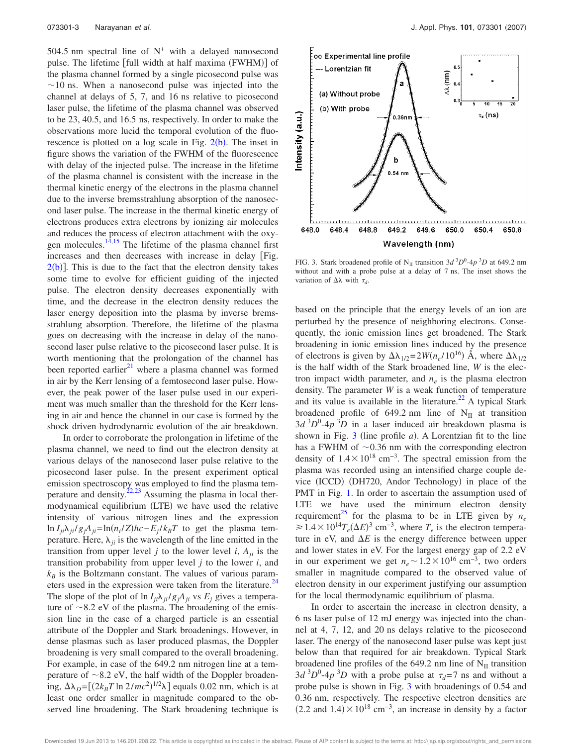504.5 nm spectral line of $N^+$ with a delayed nanosecond pulse. The lifetime [full width at half maxima (FWHM)] of the plasma channel formed by a single picosecond pulse was ~10 ns. When a nanosecond pulse was injected into the channel at delays of 5, 7, and 16 ns relative to picosecond laser pulse, the lifetime of the plasma channel was observed to be 23, 40.5, and 16.5 ns, respectively. In order to make the observations more lucid the temporal evolution of the fluorescence is plotted on a log scale in Fig. 2(b). The inset in figure shows the variation of the FWHM of the fluorescence with delay of the injected pulse. The increase in the lifetime of the plasma channel is consistent with the increase in the thermal kinetic energy of the electrons in the plasma channel due to the inverse bremsstrahlung absorption of the nanosecond laser pulse. The increase in the thermal kinetic energy of electrons produces extra electrons by ionizing air molecules and reduces the process of electron attachment with the oxygen molecules.[14,15] The lifetime of the plasma channel first increases and then decreases with increase in delay [Fig. 2(b)]. This is due to the fact that the electron density takes some time to evolve for efficient guiding of the injected pulse. The electron density decreases exponentially with time, and the decrease in the electron density reduces the laser energy deposition into the plasma by inverse bremsstrahlung absorption. Therefore, the lifetime of the plasma goes on decreasing with the increase in delay of the nanosecond laser pulse relative to the picosecond laser pulse. It is worth mentioning that the prolongation of the channel has been reported earlier[21] where a plasma channel was formed in air by the Kerr lensing of a femtosecond laser pulse. However, the peak power of the laser pulse used in our experiment was much smaller than the threshold for the Kerr lensing in air and hence the channel in our case is formed by the shock driven hydrodynamic evolution of the air breakdown.

In order to corroborate the prolongation in lifetime of the plasma channel, we need to find out the electron density at various delays of the nanosecond laser pulse relative to the picosecond laser pulse. In the present experiment optical emission spectroscopy was employed to find the plasma temperature and density.[22,23] Assuming the plasma in local thermodynamical equilibrium (LTE) we have used the relative intensity of various nitrogen lines and the expression $\ln I_{ji}\lambda_{ji}/g_jA_{ji} = \ln(n_i/Z)hc - E_j/k_BT$ to get the plasma temperature. Here, $\lambda_{ji}$ is the wavelength of the line emitted in the transition from upper level $j$ to the lower level $i$, $A_{ji}$ is the transition probability from upper level $j$ to the lower $i$, and $k_B$ is the Boltzmann constant. The values of various parameters used in the expression were taken from the literature.[24] The slope of the plot of $\ln I_{ji}\lambda_{ji}/g_jA_{ji}$ vs $E_j$ gives a temperature of ~8.2 eV of the plasma. The broadening of the emission line in the case of a charged particle is an essential attribute of the Doppler and Stark broadenings. However, in dense plasmas such as laser produced plasmas, the Doppler broadening is very small compared to the overall broadening. For example, in case of the 649.2 nm nitrogen line at a temperature of ~8.2 eV, the half width of the Doppler broadening, $\Delta\lambda_D = [(2k_BT \ln 2/mc^2)^{1/2}\lambda]$ equals 0.02 nm, which is at least one order smaller in magnitude compared to the observed line broadening. The Stark broadening technique is based on the principle that the energy levels of an ion are perturbed by the presence of neighboring electrons. Consequently, the ionic emission lines get broadened. The Stark broadening in ionic emission lines induced by the presence of electrons is given by $\Delta\lambda_{1/2} = 2W(n_e/10^{16})$ Å, where $\Delta\lambda_{1/2}$ is the half width of the Stark broadened line, $W$ is the electron impact width parameter, and $n_e$ is the plasma electron density. The parameter $W$ is a weak function of temperature and its value is available in the literature.[22] A typical Stark broadened profile of 649.2 nm line of $N_{II}$ at transition $3d\,^3D^0\text{-}4p\,^3D$ in a laser induced air breakdown plasma is shown in Fig. 3 (line profile $a$). A Lorentzian fit to the line has a FWHM of ~0.36 nm with the corresponding electron density of $1.4 \times 10^{18}$ cm$^{-3}$. The spectral emission from the plasma was recorded using an intensified charge couple device (ICCD) (DH720, Andor Technology) in place of the PMT in Fig. 1. In order to ascertain the assumption used of LTE we have used the minimum electron density requirement[25] for the plasma to be in LTE given by $n_e \geq 1.4 \times 10^{14} T_e(\Delta E)^3$ cm$^{-3}$, where $T_e$ is the electron temperature in eV, and $\Delta E$ is the energy difference between upper and lower states in eV. For the largest energy gap of 2.2 eV in our experiment we get $n_e \sim 1.2 \times 10^{16}$ cm$^{-3}$, two orders smaller in magnitude compared to the observed value of electron density in our experiment justifying our assumption for the local thermodynamic equilibrium of plasma.

FIG. 3. Stark broadened profile of $N_{II}$ transition $3d\,^3D^0\text{-}4p\,^3D$ at 649.2 nm without and with a probe pulse at a delay of 7 ns. The inset shows the variation of $\Delta\lambda$ with $\tau_d$.

In order to ascertain the increase in electron density, a 6 ns laser pulse of 12 mJ energy was injected into the channel at 4, 7, 12, and 20 ns delays relative to the picosecond laser. The energy of the nanosecond laser pulse was kept just below than that required for air breakdown. Typical Stark broadened line profiles of the 649.2 nm line of $N_{II}$ transition $3d\,^3D^0\text{-}4p\,^3D$ with a probe pulse at $\tau_d = 7$ ns and without a probe pulse is shown in Fig. 3 with broadenings of 0.54 and 0.36 nm, respectively. The respective electron densities are $(2.2 \text{ and } 1.4) \times 10^{18}$ cm$^{-3}$, an increase in density by a factor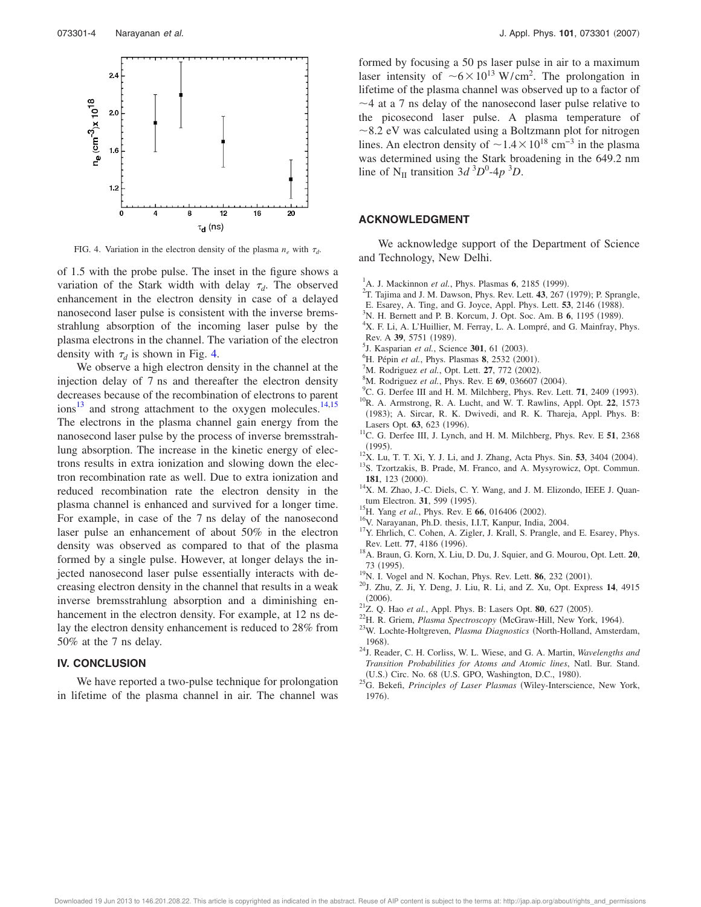2.4
2.0
1.6
1.2
0
4
8
12
16
20
$n_e$ (cm$^{-3}$)x 10$^{18}$
$\tau_d$ (ns)

FIG. 4. Variation in the electron density of the plasma $n_e$ with $\tau_d$.

of 1.5 with the probe pulse. The inset in the figure shows a variation of the Stark width with delay $\tau_d$. The observed enhancement in the electron density in case of a delayed nanosecond laser pulse is consistent with the inverse bremsstrahlung absorption of the incoming laser pulse by the plasma electrons in the channel. The variation of the electron density with $\tau_d$ is shown in Fig. 4.

We observe a high electron density in the channel at the injection delay of 7 ns and thereafter the electron density decreases because of the recombination of electrons to parent ions[13] and strong attachment to the oxygen molecules.[14,15] The electrons in the plasma channel gain energy from the nanosecond laser pulse by the process of inverse bremsstrahlung absorption. The increase in the kinetic energy of electrons results in extra ionization and slowing down the electron recombination rate as well. Due to extra ionization and reduced recombination rate the electron density in the plasma channel is enhanced and survived for a longer time. For example, in case of the 7 ns delay of the nanosecond laser pulse an enhancement of about 50% in the electron density was observed as compared to that of the plasma formed by a single pulse. However, at longer delays the injected nanosecond laser pulse essentially interacts with decreasing electron density in the channel that results in a weak inverse bremsstrahlung absorption and a diminishing enhancement in the electron density. For example, at 12 ns delay the electron density enhancement is reduced to 28% from 50% at the 7 ns delay.

## IV. CONCLUSION

We have reported a two-pulse technique for prolongation in lifetime of the plasma channel in air. The channel was formed by focusing a 50 ps laser pulse in air to a maximum laser intensity of $\sim 6\times 10^{13}$ W/cm$^2$. The prolongation in lifetime of the plasma channel was observed up to a factor of $\sim 4$ at a 7 ns delay of the nanosecond laser pulse relative to the picosecond laser pulse. A plasma temperature of $\sim 8.2$ eV was calculated using a Boltzmann plot for nitrogen lines. An electron density of $\sim 1.4\times 10^{18}$ cm$^{-3}$ in the plasma was determined using the Stark broadening in the 649.2 nm line of $N_{II}$ transition $3d\,^3D^0$-$4p\,^3D$.

## ACKNOWLEDGMENT

We acknowledge support of the Department of Science and Technology, New Delhi.

[1] A. J. Mackinnon *et al.*, Phys. Plasmas **6**, 2185 (1999).
[2] T. Tajima and J. M. Dawson, Phys. Rev. Lett. **43**, 267 (1979); P. Sprangle, E. Esarey, A. Ting, and G. Joyce, Appl. Phys. Lett. **53**, 2146 (1988).
[3] N. H. Bernett and P. B. Korcum, J. Opt. Soc. Am. B **6**, 1195 (1989).
[4] X. F. Li, A. L'Huillier, M. Ferray, L. A. Lompré, and G. Mainfray, Phys. Rev. A **39**, 5751 (1989).
[5] J. Kasparian *et al.*, Science **301**, 61 (2003).
[6] H. Pépin *et al.*, Phys. Plasmas **8**, 2532 (2001).
[7] M. Rodriguez *et al.*, Opt. Lett. **27**, 772 (2002).
[8] M. Rodriguez *et al.*, Phys. Rev. E **69**, 036607 (2004).
[9] C. G. Derfee III and H. M. Milchberg, Phys. Rev. Lett. **71**, 2409 (1993).
[10] R. A. Armstrong, R. A. Lucht, and W. T. Rawlins, Appl. Opt. **22**, 1573 (1983); A. Sircar, R. K. Dwivedi, and R. K. Thareja, Appl. Phys. B: Lasers Opt. **63**, 623 (1996).
[11] C. G. Derfee III, J. Lynch, and H. M. Milchberg, Phys. Rev. E **51**, 2368 (1995).
[12] X. Lu, T. T. Xi, Y. J. Li, and J. Zhang, Acta Phys. Sin. **53**, 3404 (2004).
[13] S. Tzortzakis, B. Prade, M. Franco, and A. Mysyrowicz, Opt. Commun. **181**, 123 (2000).
[14] X. M. Zhao, J.-C. Diels, C. Y. Wang, and J. M. Elizondo, IEEE J. Quantum Electron. **31**, 599 (1995).
[15] H. Yang *et al.*, Phys. Rev. E **66**, 016406 (2002).
[16] V. Narayanan, Ph.D. thesis, I.I.T, Kanpur, India, 2004.
[17] Y. Ehrlich, C. Cohen, A. Zigler, J. Krall, S. Prangle, and E. Esarey, Phys. Rev. Lett. **77**, 4186 (1996).
[18] A. Braun, G. Korn, X. Liu, D. Du, J. Squier, and G. Mourou, Opt. Lett. **20**, 73 (1995).
[19] N. I. Vogel and N. Kochan, Phys. Rev. Lett. **86**, 232 (2001).
[20] J. Zhu, Z. Ji, Y. Deng, J. Liu, R. Li, and Z. Xu, Opt. Express **14**, 4915 (2006).
[21] Z. Q. Hao *et al.*, Appl. Phys. B: Lasers Opt. **80**, 627 (2005).
[22] H. R. Griem, *Plasma Spectroscopy* (McGraw-Hill, New York, 1964).
[23] W. Lochte-Holtgreven, *Plasma Diagnostics* (North-Holland, Amsterdam, 1968).
[24] J. Reader, C. H. Corliss, W. L. Wiese, and G. A. Martin, *Wavelengths and Transition Probabilities for Atoms and Atomic lines*, Natl. Bur. Stand. (U.S.) Circ. No. 68 (U.S. GPO, Washington, D.C., 1980).
[25] G. Bekefi, *Principles of Laser Plasmas* (Wiley-Interscience, New York, 1976).